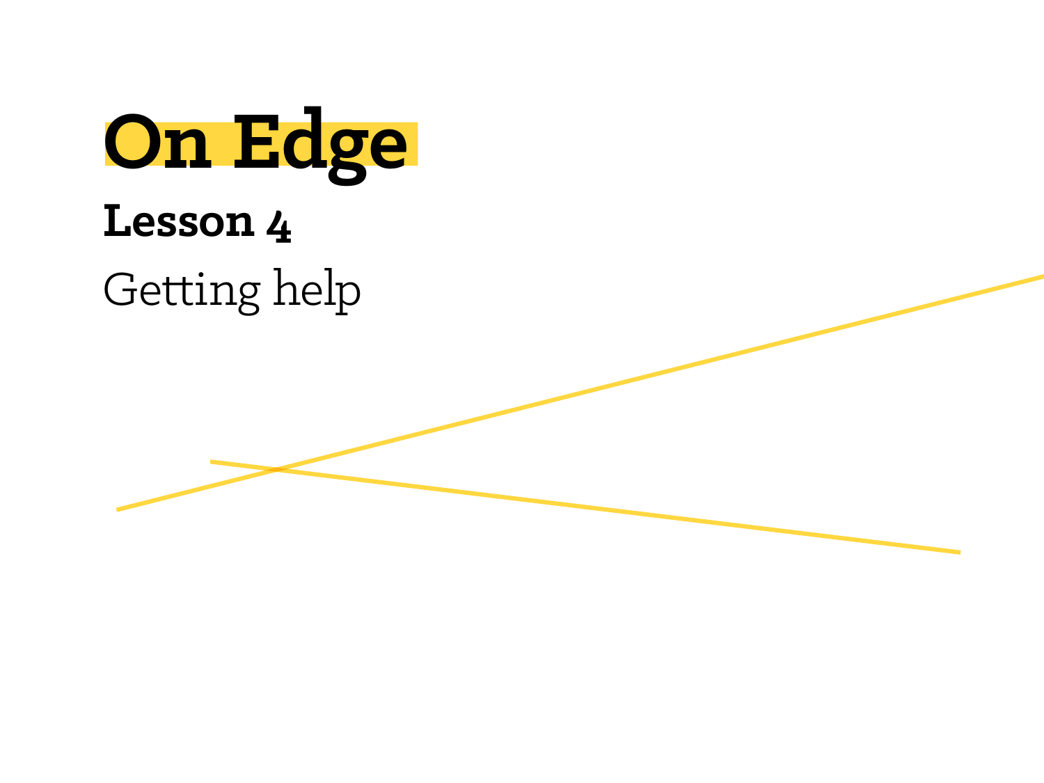# On Edge

## Lesson 4

Getting help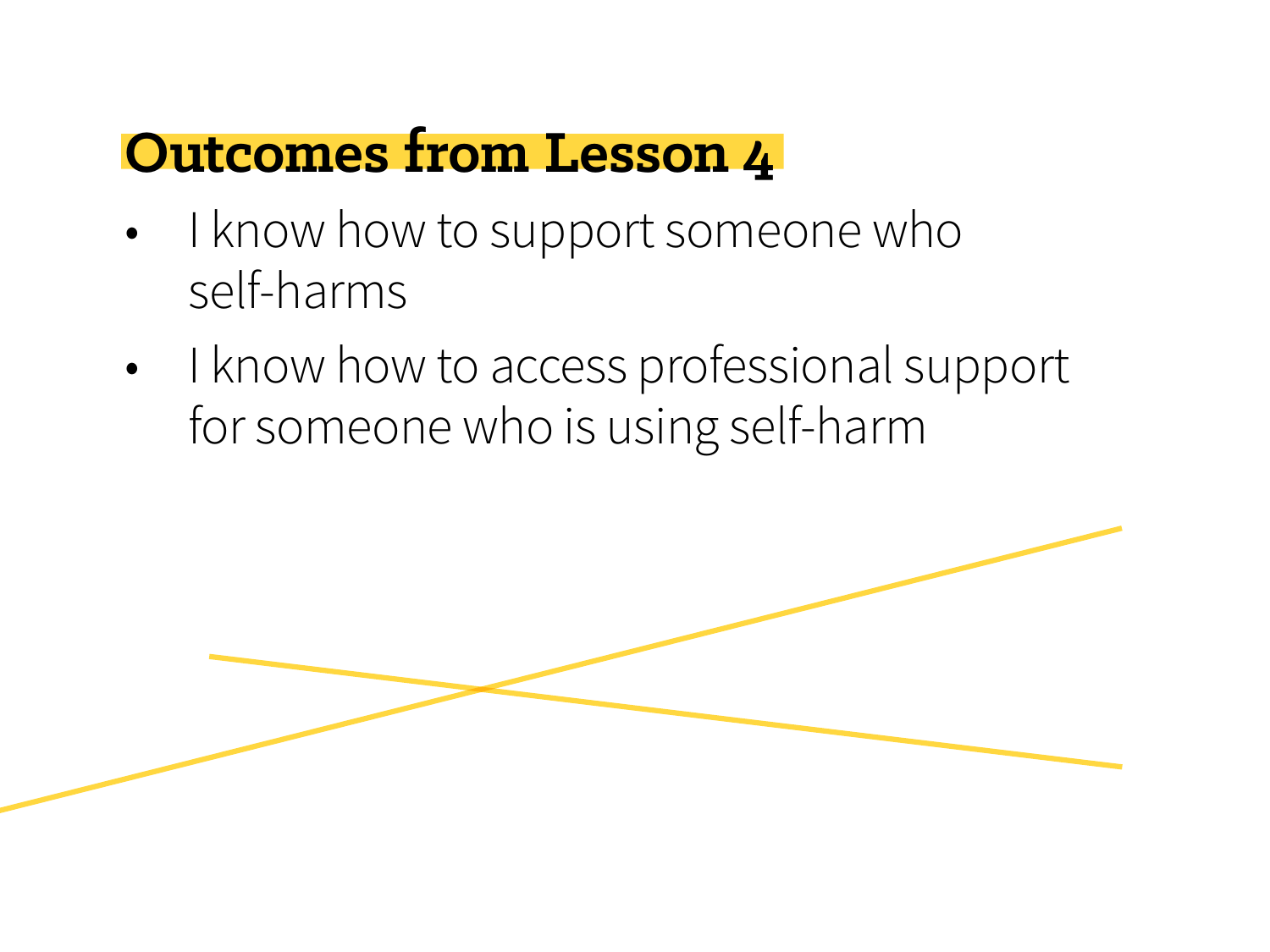## Outcomes from Lesson 4

- I know how to support someone who self-harms
- I know how to access professional support for someone who is using self-harm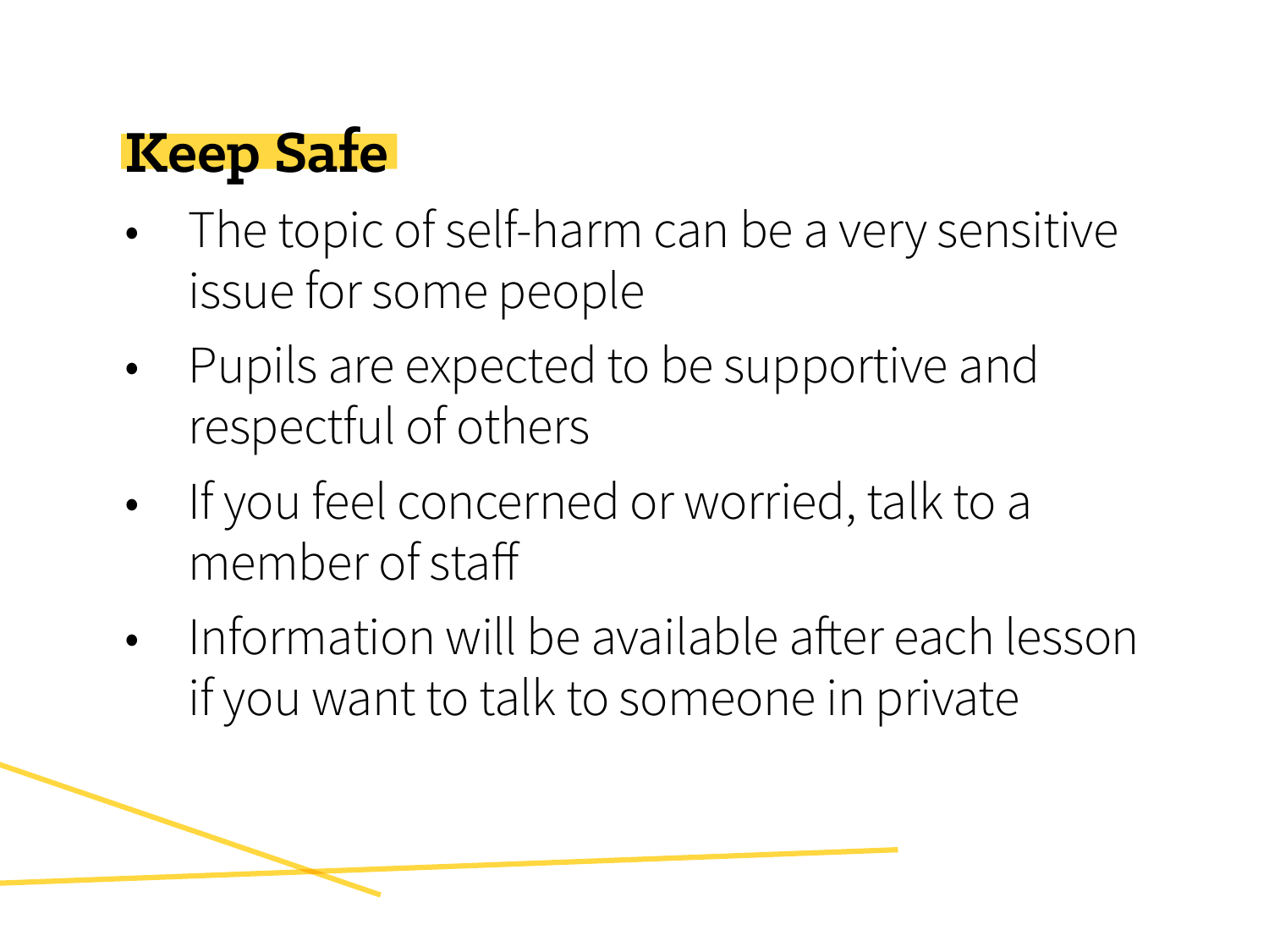## Keep Safe

- The topic of self-harm can be a very sensitive issue for some people
- Pupils are expected to be supportive and respectful of others
- If you feel concerned or worried, talk to a member of staff
- Information will be available after each lesson if you want to talk to someone in private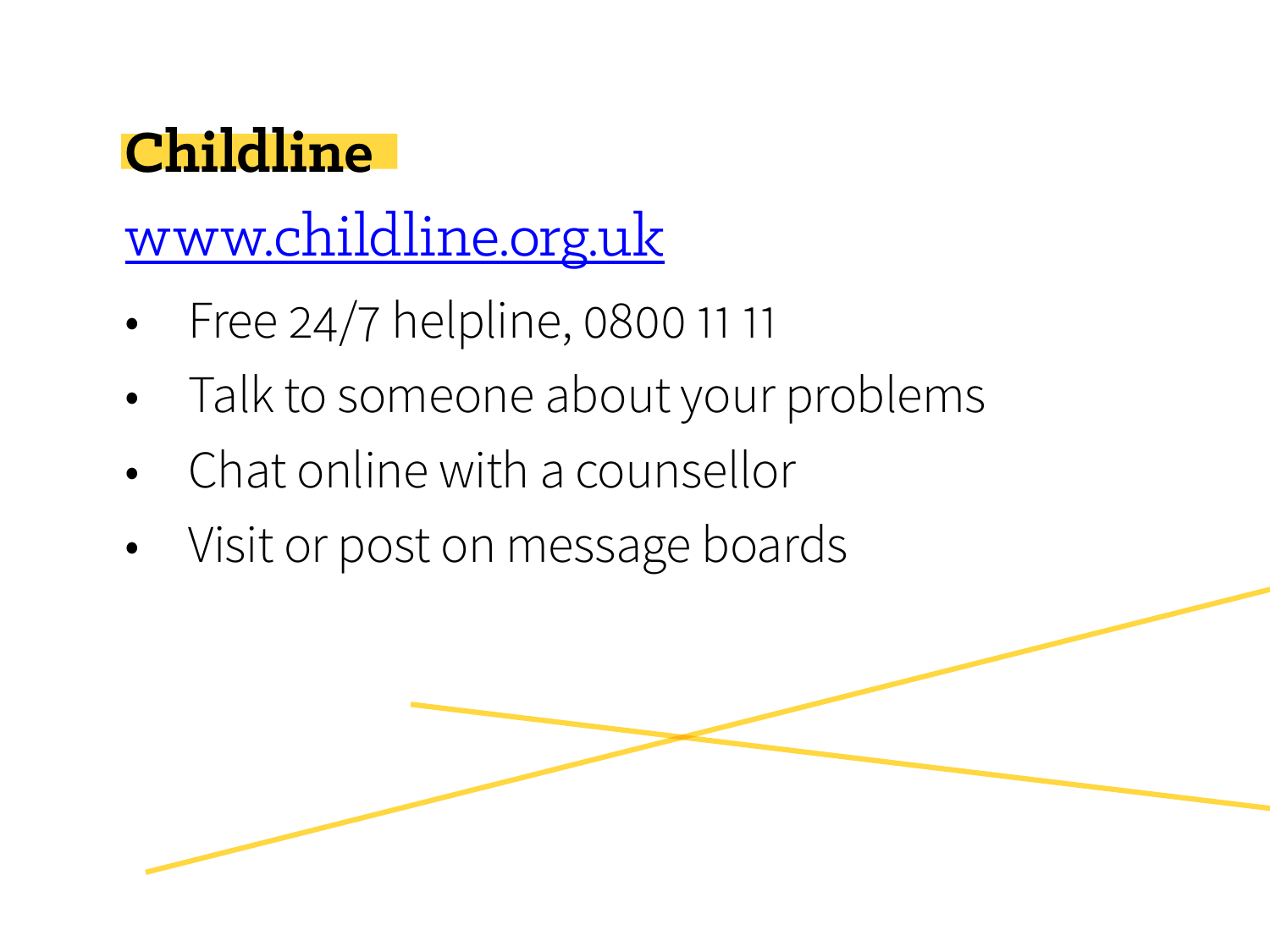# Childline

[www.childline.org.uk](http://www.childline.org.uk)

- Free 24/7 helpline, 0800 11 11
- Talk to someone about your problems
- Chat online with a counsellor
- Visit or post on message boards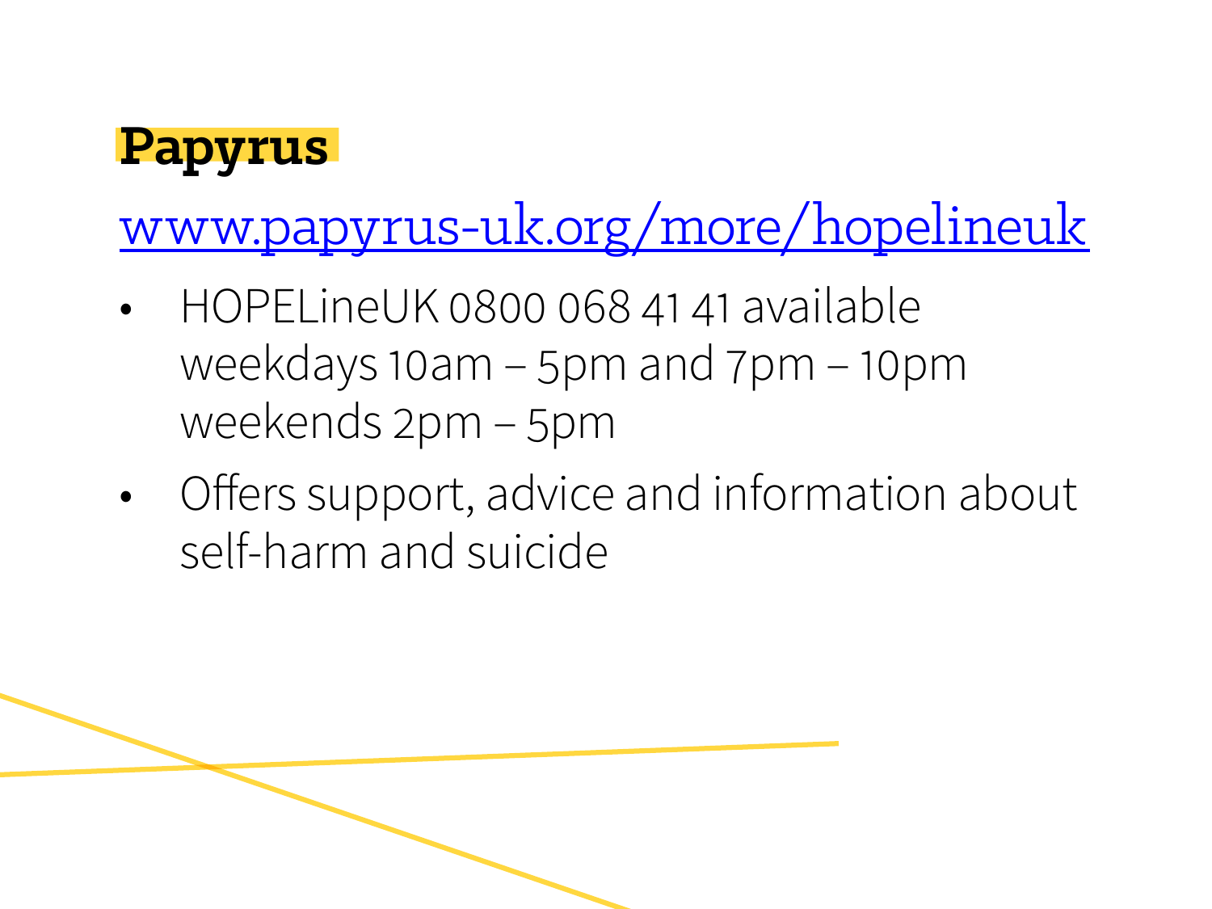## Papyrus

[www.papyrus-uk.org/more/hopelineuk](www.papyrus-uk.org/more/hopelineuk)

- HOPELineUK 0800 068 41 41 available weekdays 10am – 5pm and 7pm – 10pm weekends 2pm – 5pm
- Offers support, advice and information about self-harm and suicide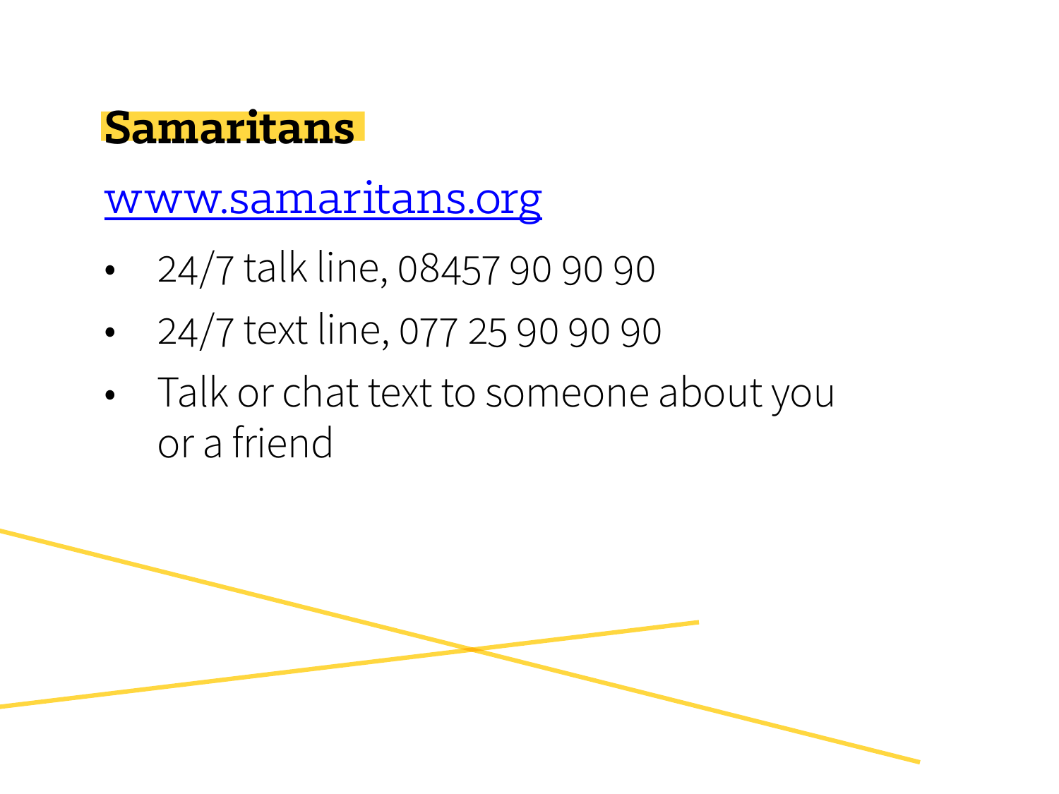# Samaritans

[www.samaritans.org](http://www.samaritans.org)

- 24/7 talk line, 08457 90 90 90
- 24/7 text line, 077 25 90 90 90
- Talk or chat text to someone about you or a friend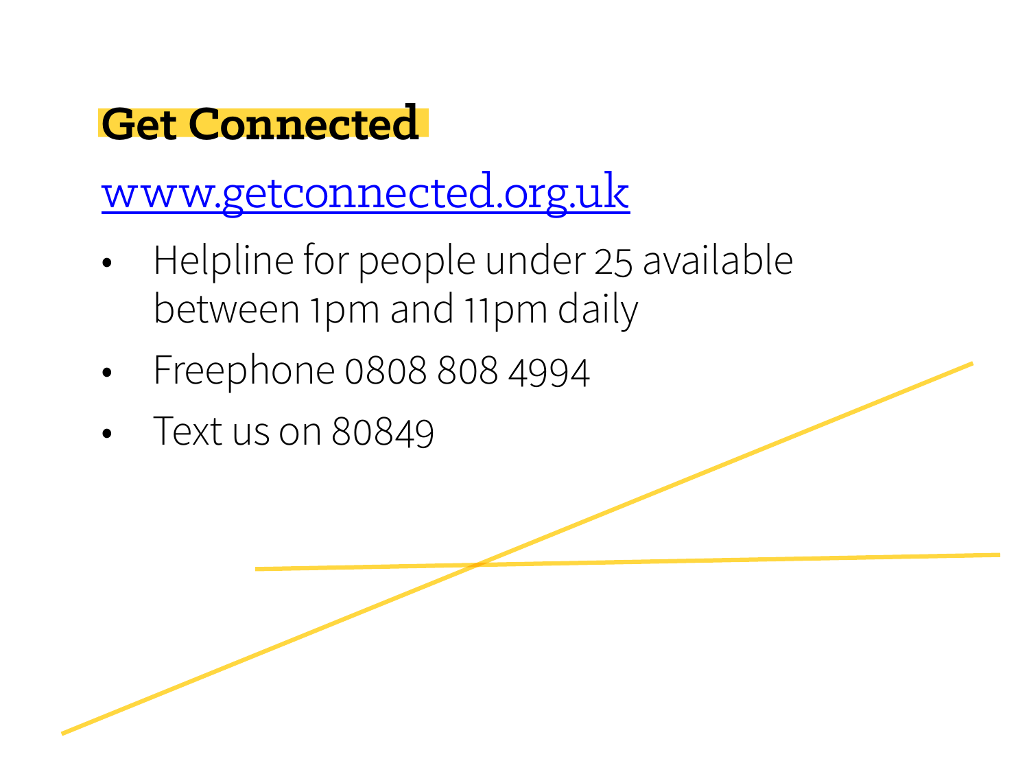## Get Connected

[www.getconnected.org.uk](http://www.getconnected.org.uk)

- Helpline for people under 25 available between 1pm and 11pm daily
- Freephone 0808 808 4994
- Text us on 80849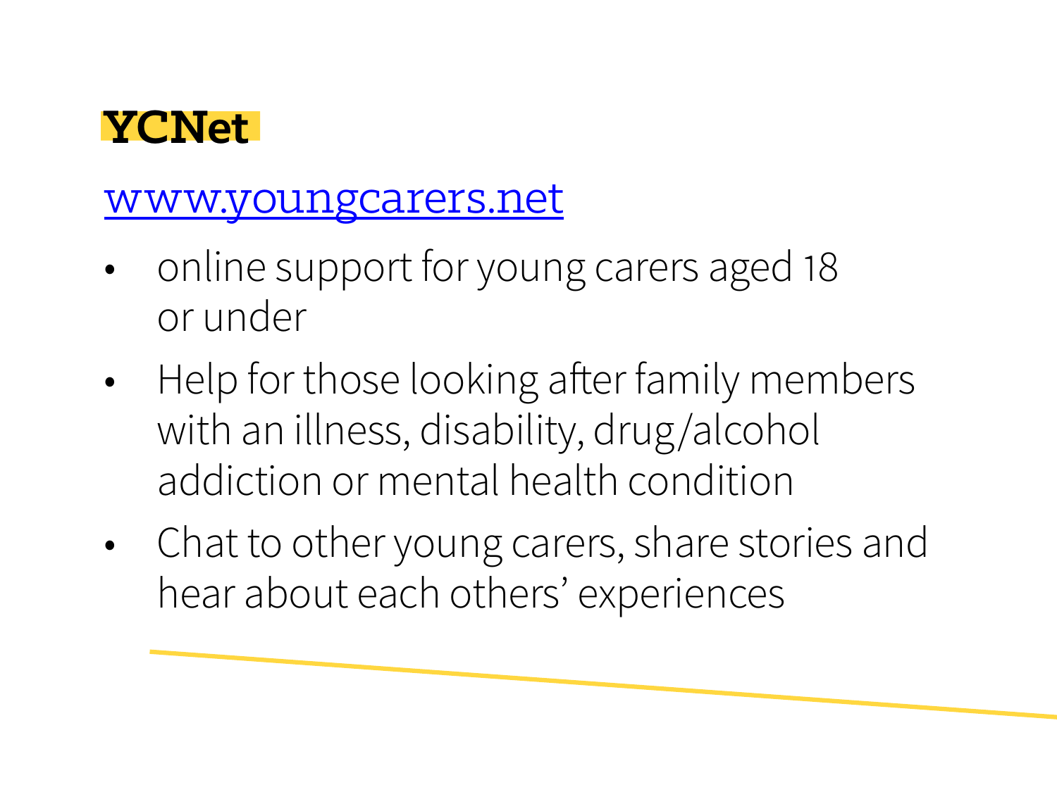# YCNet

[www.youngcarers.net](http://www.youngcarers.net)

- online support for young carers aged 18 or under
- Help for those looking after family members with an illness, disability, drug/alcohol addiction or mental health condition
- Chat to other young carers, share stories and hear about each others' experiences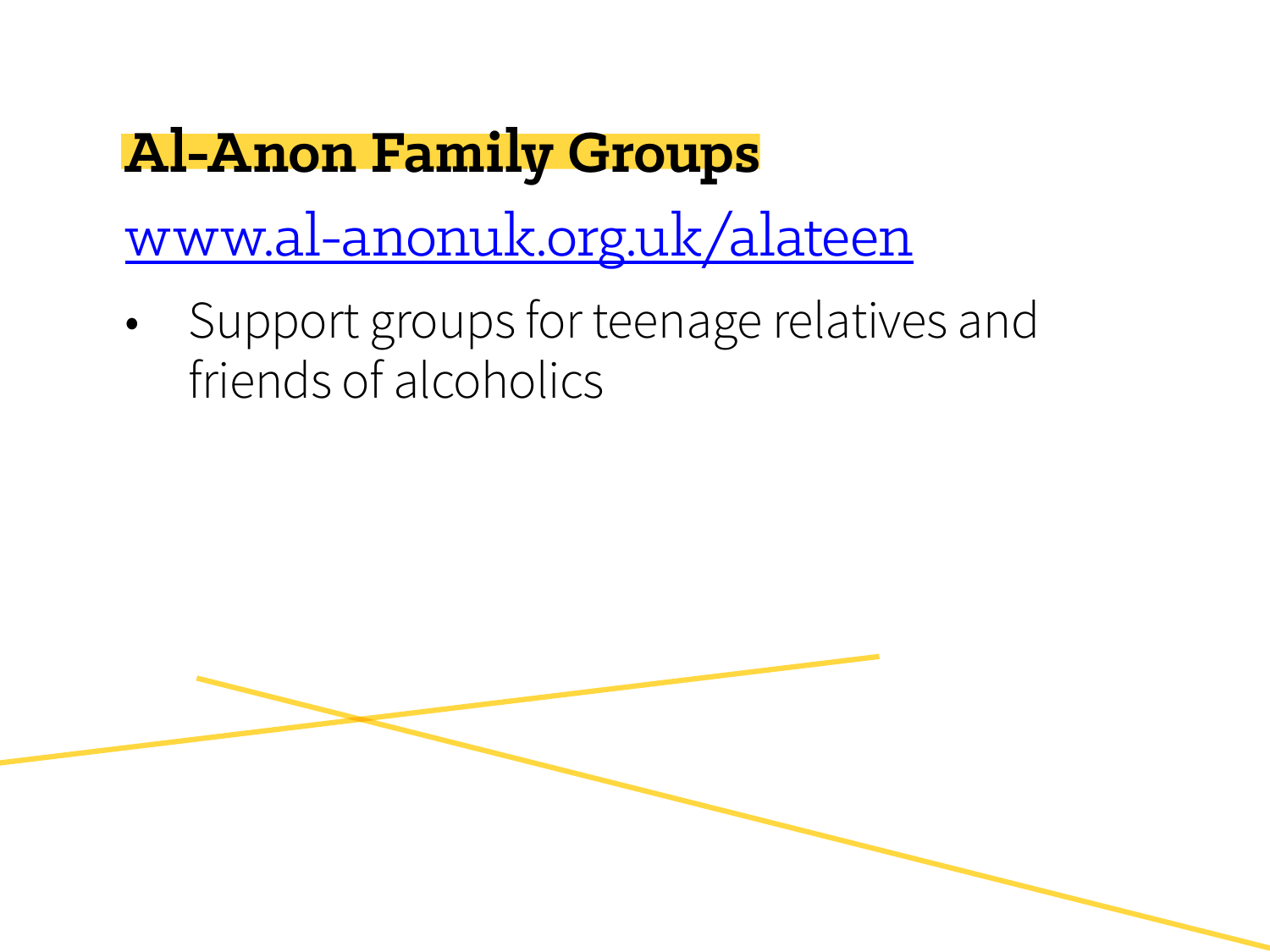## Al-Anon Family Groups

[www.al-anonuk.org.uk/alateen](www.al-anonuk.org.uk/alateen)

- Support groups for teenage relatives and friends of alcoholics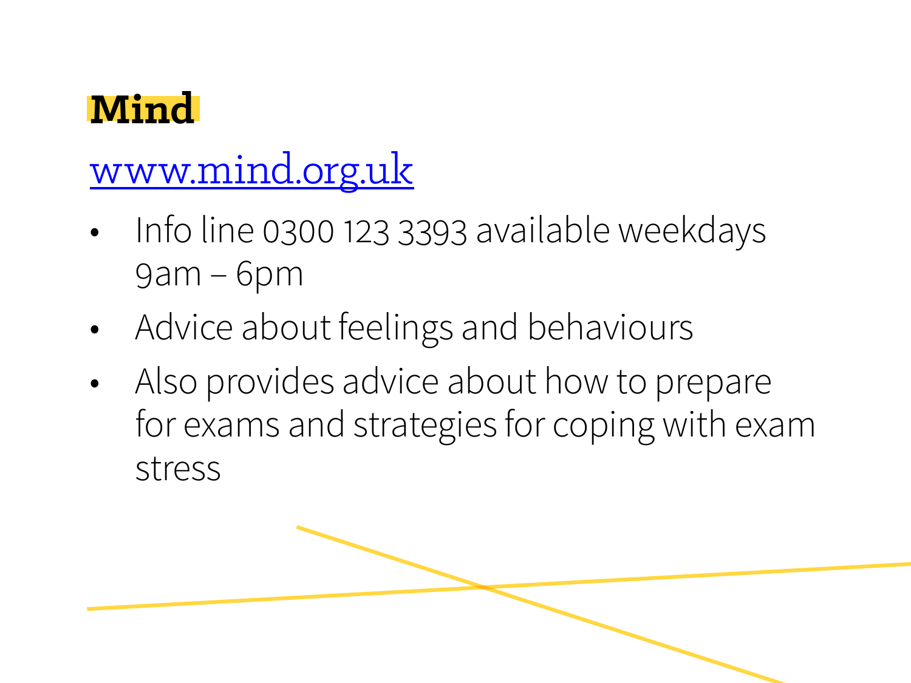# Mind

[www.mind.org.uk](http://www.mind.org.uk)

- Info line 0300 123 3393 available weekdays 9am – 6pm
- Advice about feelings and behaviours
- Also provides advice about how to prepare for exams and strategies for coping with exam stress